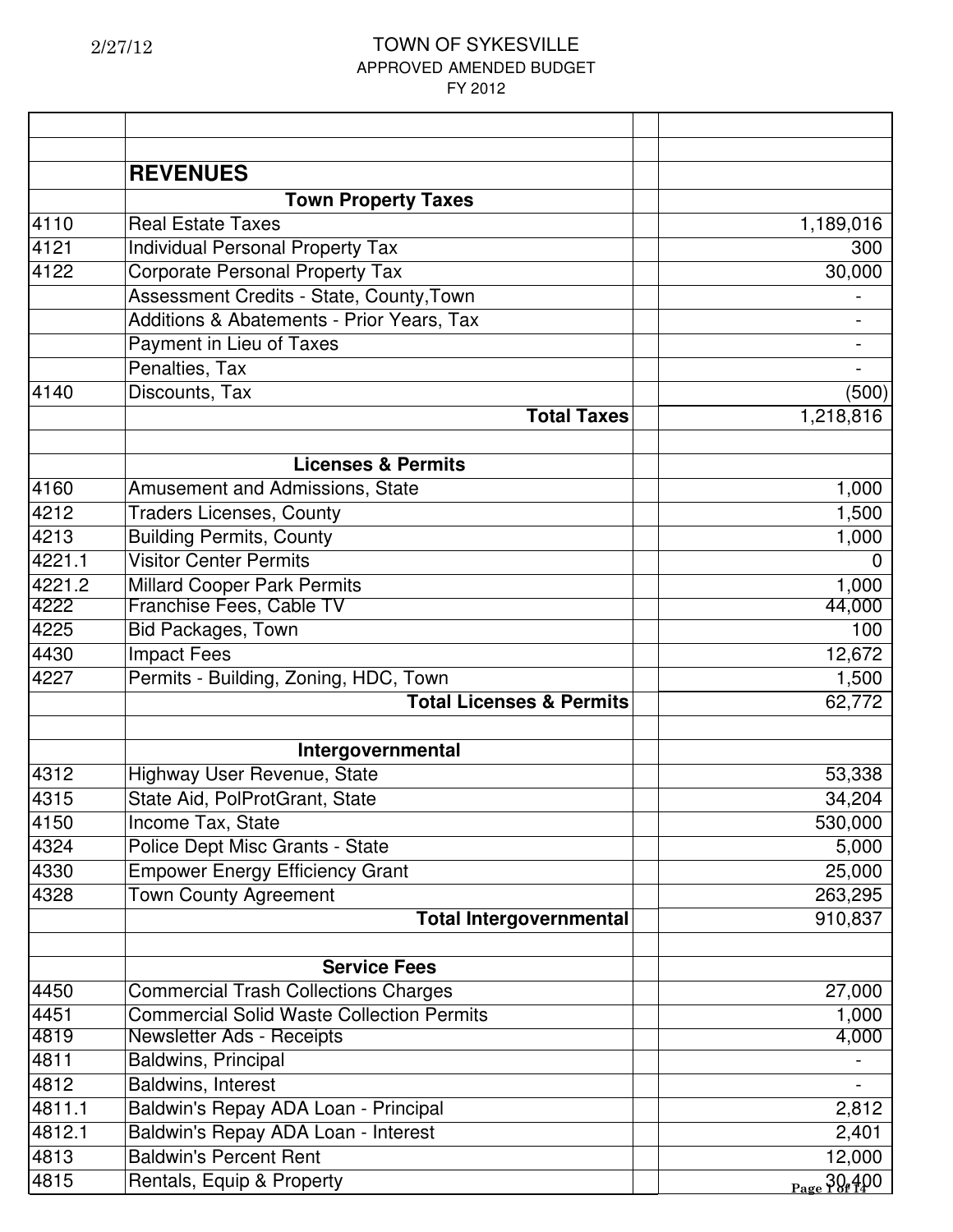2/27/12

# TOWN OF SYKESVILLE

APPROVED AMENDED BUDGET

FY 2012

| | | | |
|---|---|---|---|
| | | | |
| | **REVENUES** | | |
| | **Town Property Taxes** | | |
| 4110 | Real Estate Taxes | | 1,189,016 |
| 4121 | Individual Personal Property Tax | | 300 |
| 4122 | Corporate Personal Property Tax | | 30,000 |
| | Assessment Credits - State, County,Town | | - |
| | Additions & Abatements - Prior Years, Tax | | - |
| | Payment in Lieu of Taxes | | - |
| | Penalties, Tax | | - |
| 4140 | Discounts, Tax | | (500) |
| | **Total Taxes** | | 1,218,816 |
| | | | |
| | **Licenses & Permits** | | |
| 4160 | Amusement and Admissions, State | | 1,000 |
| 4212 | Traders Licenses, County | | 1,500 |
| 4213 | Building Permits, County | | 1,000 |
| 4221.1 | Visitor Center Permits | | 0 |
| 4221.2 | Millard Cooper Park Permits | | 1,000 |
| 4222 | Franchise Fees, Cable TV | | 44,000 |
| 4225 | Bid Packages, Town | | 100 |
| 4430 | Impact Fees | | 12,672 |
| 4227 | Permits - Building, Zoning, HDC, Town | | 1,500 |
| | **Total Licenses & Permits** | | 62,772 |
| | | | |
| | **Intergovernmental** | | |
| 4312 | Highway User Revenue, State | | 53,338 |
| 4315 | State Aid, PolProtGrant, State | | 34,204 |
| 4150 | Income Tax, State | | 530,000 |
| 4324 | Police Dept Misc Grants - State | | 5,000 |
| 4330 | Empower Energy Efficiency Grant | | 25,000 |
| 4328 | Town County Agreement | | 263,295 |
| | **Total Intergovernmental** | | 910,837 |
| | | | |
| | **Service Fees** | | |
| 4450 | Commercial Trash Collections Charges | | 27,000 |
| 4451 | Commercial Solid Waste Collection Permits | | 1,000 |
| 4819 | Newsletter Ads - Receipts | | 4,000 |
| 4811 | Baldwins, Principal | | - |
| 4812 | Baldwins, Interest | | - |
| 4811.1 | Baldwin's Repay ADA Loan - Principal | | 2,812 |
| 4812.1 | Baldwin's Repay ADA Loan - Interest | | 2,401 |
| 4813 | Baldwin's Percent Rent | | 12,000 |
| 4815 | Rentals, Equip & Property | | 30,400 |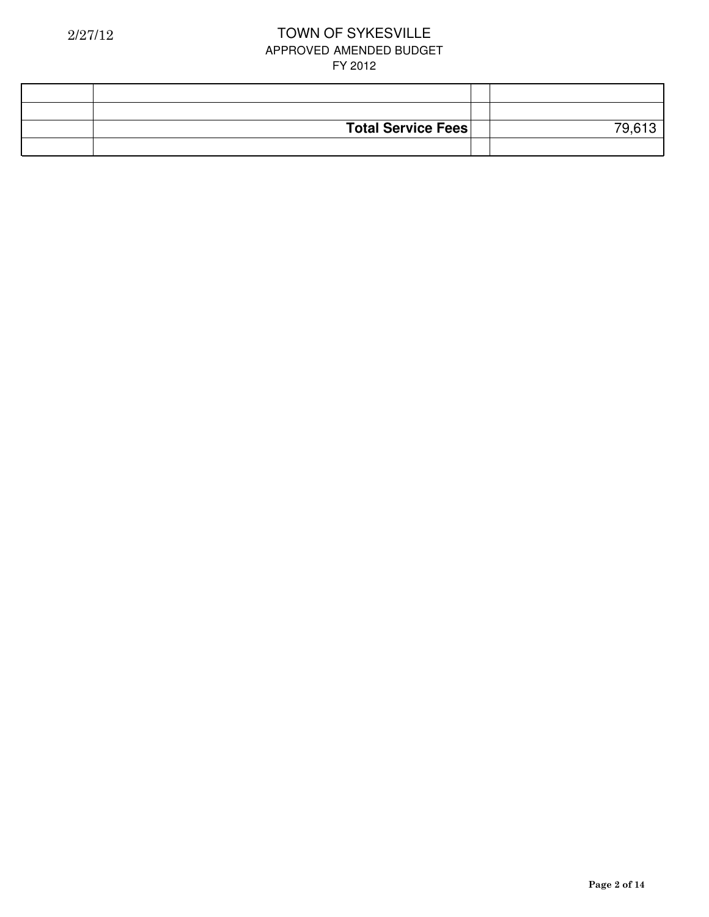| | | | |
|---|---|---|---|
| | | | |
| | | | |
| | **Total Service Fees** | | 79,613 |
| | | | |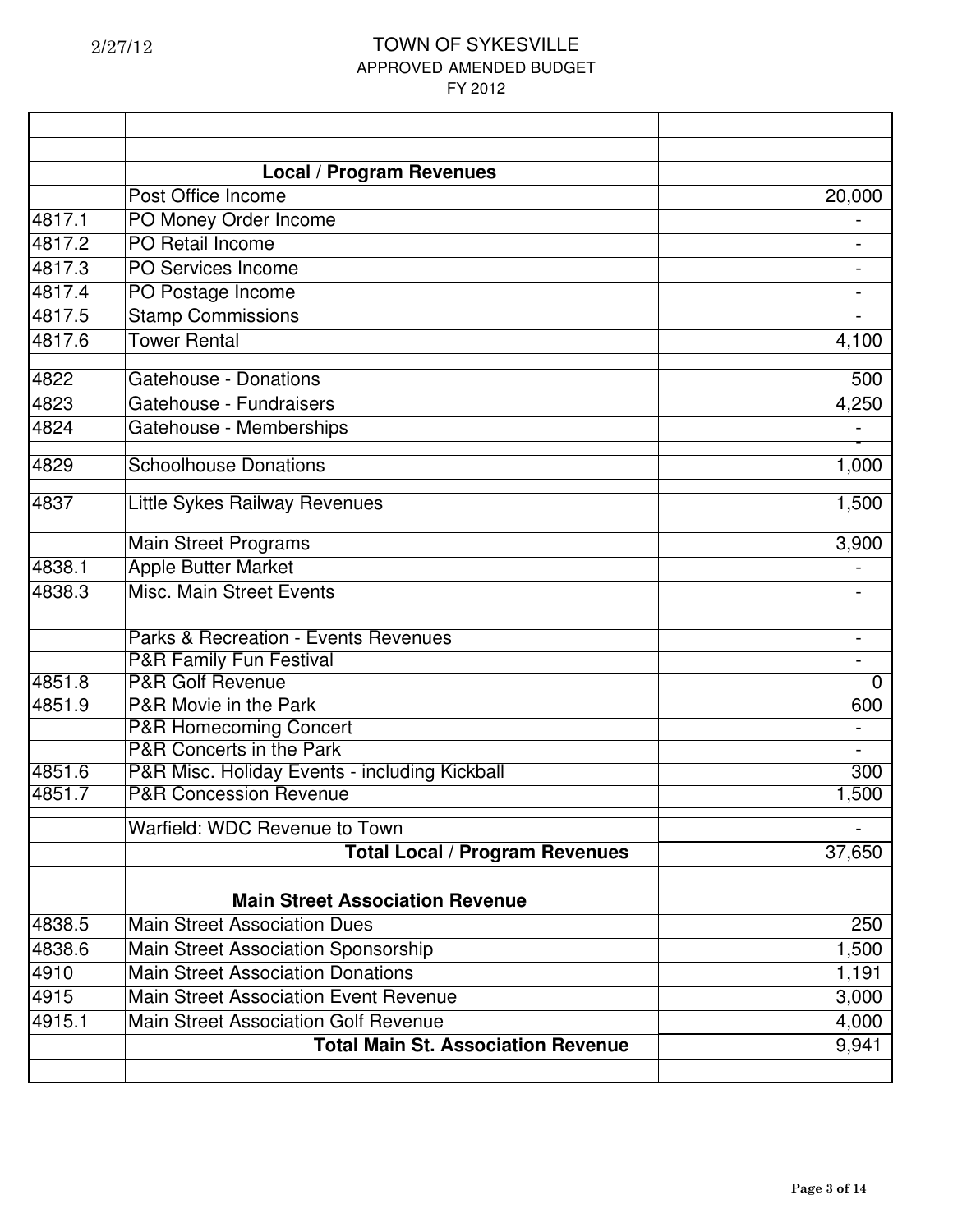# TOWN OF SYKESVILLE

## APPROVED AMENDED BUDGET

### FY 2012

| | | |
|---|---|---|
| | **Local / Program Revenues** | |
| | Post Office Income | 20,000 |
| 4817.1 | PO Money Order Income | - |
| 4817.2 | PO Retail Income | - |
| 4817.3 | PO Services Income | - |
| 4817.4 | PO Postage Income | - |
| 4817.5 | Stamp Commissions | - |
| 4817.6 | Tower Rental | 4,100 |
| 4822 | Gatehouse - Donations | 500 |
| 4823 | Gatehouse - Fundraisers | 4,250 |
| 4824 | Gatehouse - Memberships | - |
| 4829 | Schoolhouse Donations | 1,000 |
| 4837 | Little Sykes Railway Revenues | 1,500 |
| | Main Street Programs | 3,900 |
| 4838.1 | Apple Butter Market | - |
| 4838.3 | Misc. Main Street Events | - |
| | Parks & Recreation - Events Revenues | - |
| | P&R Family Fun Festival | - |
| 4851.8 | P&R Golf Revenue | 0 |
| 4851.9 | P&R Movie in the Park | 600 |
| | P&R Homecoming Concert | - |
| | P&R Concerts in the Park | - |
| 4851.6 | P&R Misc. Holiday Events - including Kickball | 300 |
| 4851.7 | P&R Concession Revenue | 1,500 |
| | Warfield: WDC Revenue to Town | - |
| | **Total Local / Program Revenues** | 37,650 |
| | | |
| | **Main Street Association Revenue** | |
| 4838.5 | Main Street Association Dues | 250 |
| 4838.6 | Main Street Association Sponsorship | 1,500 |
| 4910 | Main Street Association Donations | 1,191 |
| 4915 | Main Street Association Event Revenue | 3,000 |
| 4915.1 | Main Street Association Golf Revenue | 4,000 |
| | **Total Main St. Association Revenue** | 9,941 |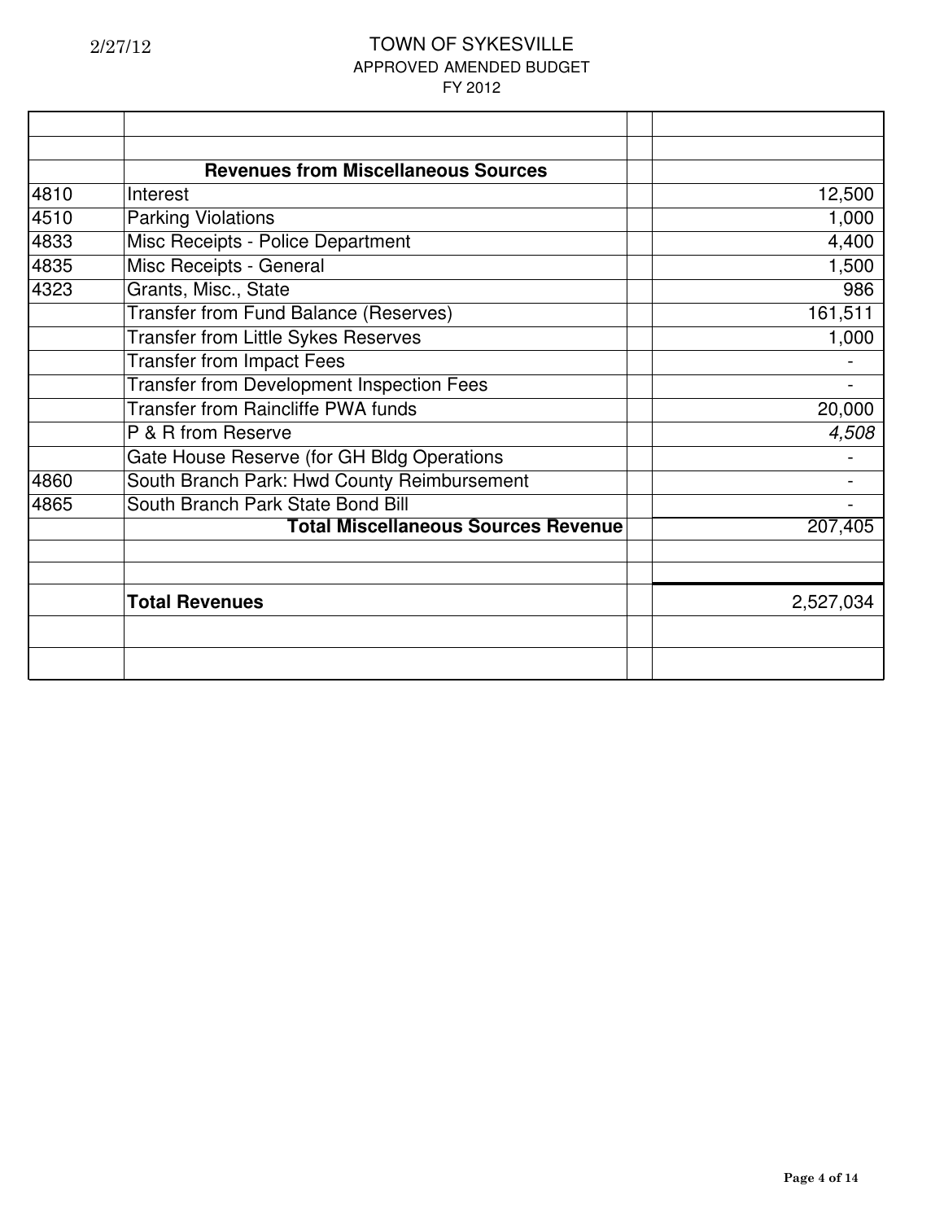2/27/12

# TOWN OF SYKESVILLE

## APPROVED AMENDED BUDGET

### FY 2012

| | | | |
|---|---|---|---|
| | | | |
| | | | |
| | **Revenues from Miscellaneous Sources** | | |
| 4810 | Interest | | 12,500 |
| 4510 | Parking Violations | | 1,000 |
| 4833 | Misc Receipts - Police Department | | 4,400 |
| 4835 | Misc Receipts - General | | 1,500 |
| 4323 | Grants, Misc., State | | 986 |
| | Transfer from Fund Balance (Reserves) | | 161,511 |
| | Transfer from Little Sykes Reserves | | 1,000 |
| | Transfer from Impact Fees | | - |
| | Transfer from Development Inspection Fees | | - |
| | Transfer from Raincliffe PWA funds | | 20,000 |
| | P & R from Reserve | | *4,508* |
| | Gate House Reserve (for GH Bldg Operations | | - |
| 4860 | South Branch Park: Hwd County Reimbursement | | - |
| 4865 | South Branch Park State Bond Bill | | - |
| | **Total Miscellaneous Sources Revenue** | | 207,405 |
| | | | |
| | | | |
| | **Total Revenues** | | 2,527,034 |
| | | | |
| | | | |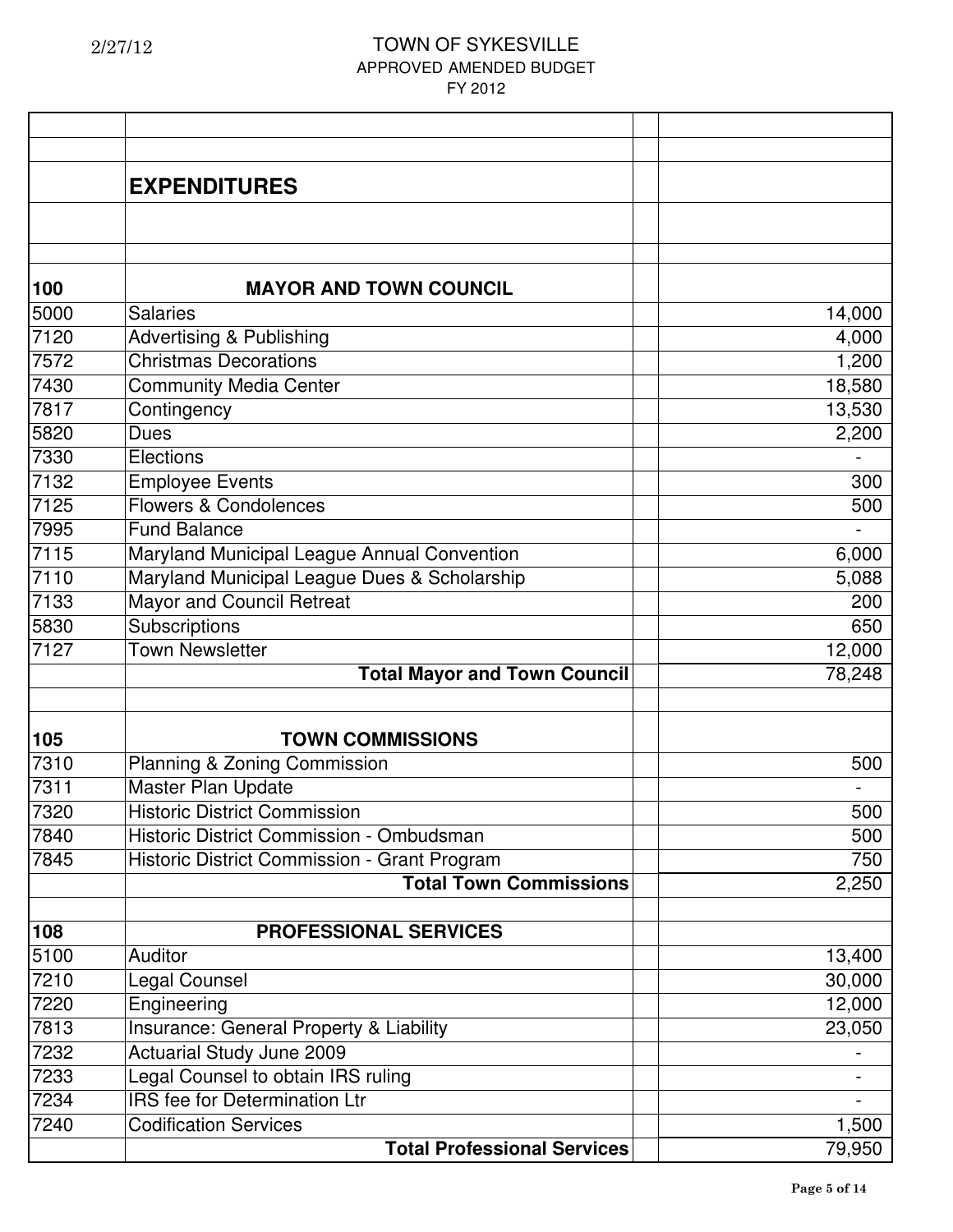TOWN OF SYKESVILLE

APPROVED AMENDED BUDGET

FY 2012

2/27/12

| | | | |
|---|---|---|---|
| | | | |
| | | | |
| | **EXPENDITURES** | | |
| | | | |
| | | | |
| **100** | **MAYOR AND TOWN COUNCIL** | | |
| 5000 | Salaries | | 14,000 |
| 7120 | Advertising & Publishing | | 4,000 |
| 7572 | Christmas Decorations | | 1,200 |
| 7430 | Community Media Center | | 18,580 |
| 7817 | Contingency | | 13,530 |
| 5820 | Dues | | 2,200 |
| 7330 | Elections | | - |
| 7132 | Employee Events | | 300 |
| 7125 | Flowers & Condolences | | 500 |
| 7995 | Fund Balance | | - |
| 7115 | Maryland Municipal League Annual Convention | | 6,000 |
| 7110 | Maryland Municipal League Dues & Scholarship | | 5,088 |
| 7133 | Mayor and Council Retreat | | 200 |
| 5830 | Subscriptions | | 650 |
| 7127 | Town Newsletter | | 12,000 |
| | **Total Mayor and Town Council** | | 78,248 |
| | | | |
| **105** | **TOWN COMMISSIONS** | | |
| 7310 | Planning & Zoning Commission | | 500 |
| 7311 | Master Plan Update | | - |
| 7320 | Historic District Commission | | 500 |
| 7840 | Historic District Commission - Ombudsman | | 500 |
| 7845 | Historic District Commission - Grant Program | | 750 |
| | **Total Town Commissions** | | 2,250 |
| | | | |
| **108** | **PROFESSIONAL SERVICES** | | |
| 5100 | Auditor | | 13,400 |
| 7210 | Legal Counsel | | 30,000 |
| 7220 | Engineering | | 12,000 |
| 7813 | Insurance: General Property & Liability | | 23,050 |
| 7232 | Actuarial Study June 2009 | | - |
| 7233 | Legal Counsel to obtain IRS ruling | | - |
| 7234 | IRS fee for Determination Ltr | | - |
| 7240 | Codification Services | | 1,500 |
| | **Total Professional Services** | | 79,950 |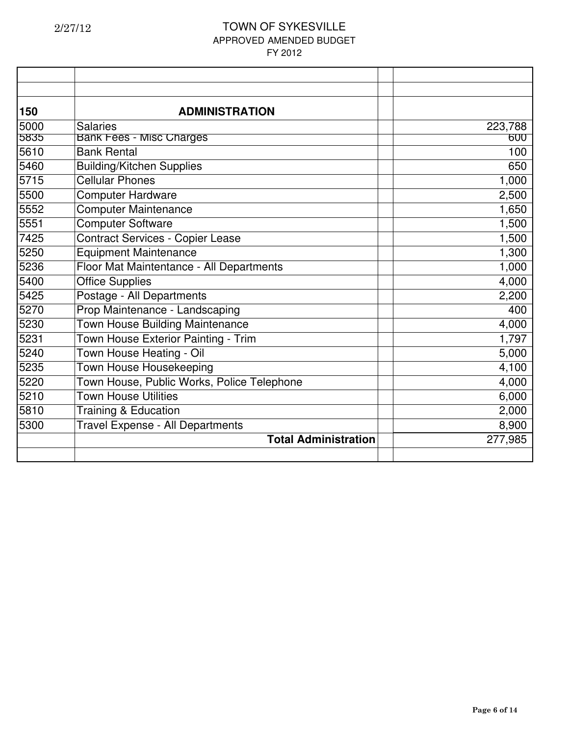TOWN OF SYKESVILLE
APPROVED AMENDED BUDGET
FY 2012

| | | |
|---|---|---|
| **150** | **ADMINISTRATION** | |
| 5000 | Salaries | 223,788 |
| 5835 | Bank Fees - Misc Charges | 600 |
| 5610 | Bank Rental | 100 |
| 5460 | Building/Kitchen Supplies | 650 |
| 5715 | Cellular Phones | 1,000 |
| 5500 | Computer Hardware | 2,500 |
| 5552 | Computer Maintenance | 1,650 |
| 5551 | Computer Software | 1,500 |
| 7425 | Contract Services - Copier Lease | 1,500 |
| 5250 | Equipment Maintenance | 1,300 |
| 5236 | Floor Mat Maintentance - All Departments | 1,000 |
| 5400 | Office Supplies | 4,000 |
| 5425 | Postage - All Departments | 2,200 |
| 5270 | Prop Maintenance - Landscaping | 400 |
| 5230 | Town House Building Maintenance | 4,000 |
| 5231 | Town House Exterior Painting - Trim | 1,797 |
| 5240 | Town House Heating - Oil | 5,000 |
| 5235 | Town House Housekeeping | 4,100 |
| 5220 | Town House, Public Works, Police Telephone | 4,000 |
| 5210 | Town House Utilities | 6,000 |
| 5810 | Training & Education | 2,000 |
| 5300 | Travel Expense - All Departments | 8,900 |
| | **Total Administration** | 277,985 |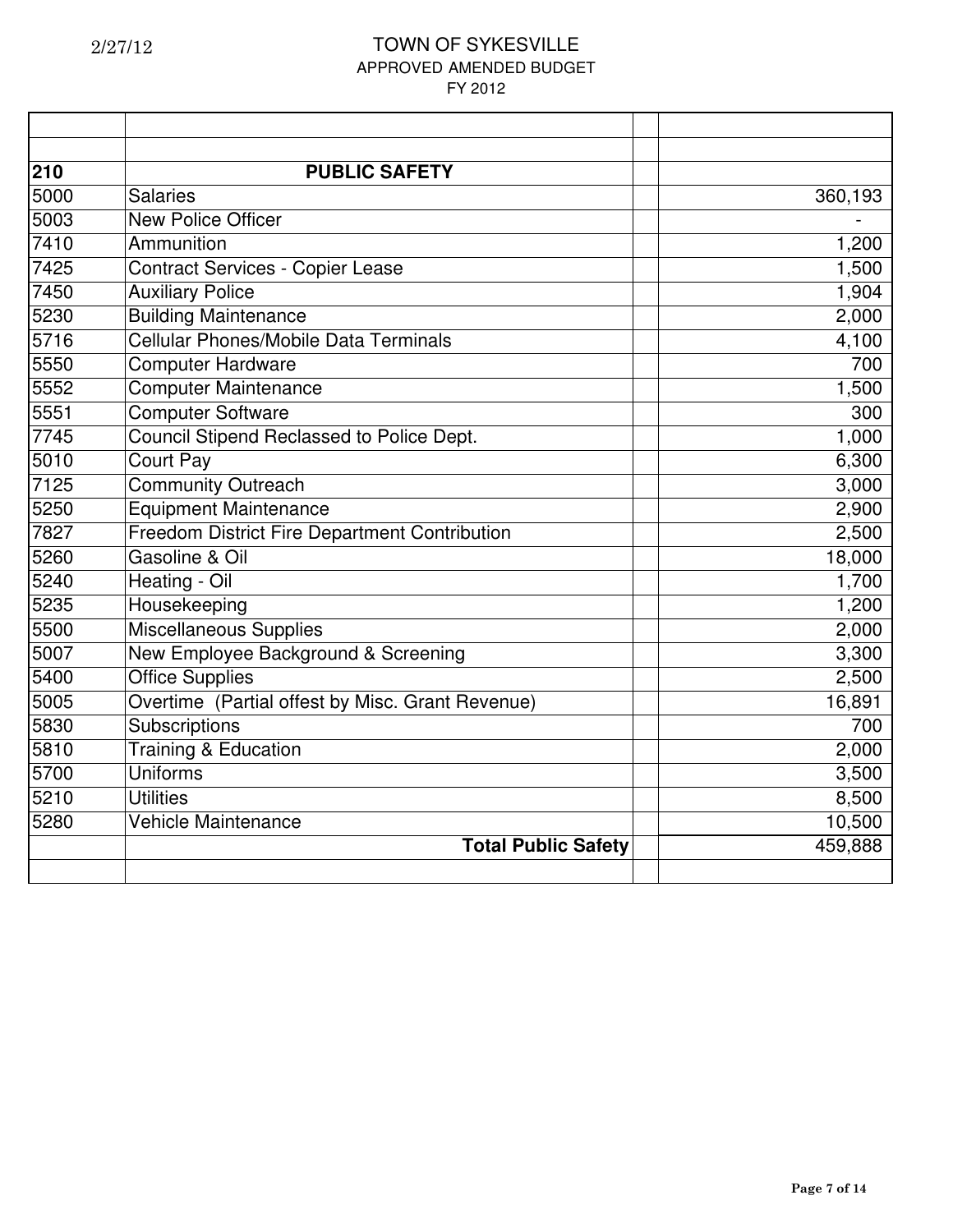2/27/12

# TOWN OF SYKESVILLE
## APPROVED AMENDED BUDGET
### FY 2012

| | | | |
|---|---|---|---|
| | | | |
| **210** | **PUBLIC SAFETY** | | |
| 5000 | Salaries | | 360,193 |
| 5003 | New Police Officer | | - |
| 7410 | Ammunition | | 1,200 |
| 7425 | Contract Services - Copier Lease | | 1,500 |
| 7450 | Auxiliary Police | | 1,904 |
| 5230 | Building Maintenance | | 2,000 |
| 5716 | Cellular Phones/Mobile Data Terminals | | 4,100 |
| 5550 | Computer Hardware | | 700 |
| 5552 | Computer Maintenance | | 1,500 |
| 5551 | Computer Software | | 300 |
| 7745 | Council Stipend Reclassed to Police Dept. | | 1,000 |
| 5010 | Court Pay | | 6,300 |
| 7125 | Community Outreach | | 3,000 |
| 5250 | Equipment Maintenance | | 2,900 |
| 7827 | Freedom District Fire Department Contribution | | 2,500 |
| 5260 | Gasoline & Oil | | 18,000 |
| 5240 | Heating - Oil | | 1,700 |
| 5235 | Housekeeping | | 1,200 |
| 5500 | Miscellaneous Supplies | | 2,000 |
| 5007 | New Employee Background & Screening | | 3,300 |
| 5400 | Office Supplies | | 2,500 |
| 5005 | Overtime (Partial offest by Misc. Grant Revenue) | | 16,891 |
| 5830 | Subscriptions | | 700 |
| 5810 | Training & Education | | 2,000 |
| 5700 | Uniforms | | 3,500 |
| 5210 | Utilities | | 8,500 |
| 5280 | Vehicle Maintenance | | 10,500 |
| | **Total Public Safety** | | 459,888 |
| | | | |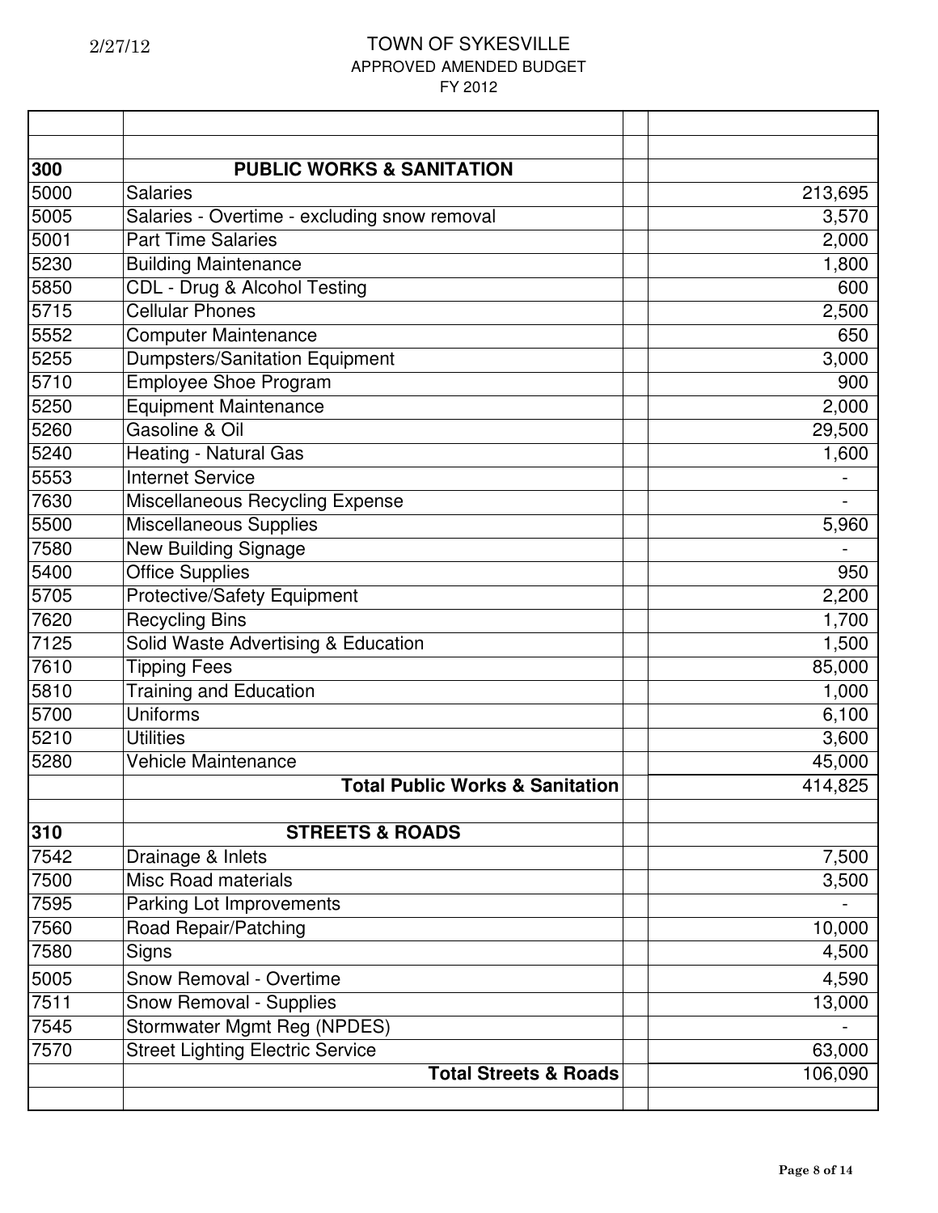2/27/12

# TOWN OF SYKESVILLE
## APPROVED AMENDED BUDGET
## FY 2012

| | | | |
|---|---|---|---|
| | | | |
| **300** | **PUBLIC WORKS & SANITATION** | | |
| 5000 | Salaries | | 213,695 |
| 5005 | Salaries - Overtime - excluding snow removal | | 3,570 |
| 5001 | Part Time Salaries | | 2,000 |
| 5230 | Building Maintenance | | 1,800 |
| 5850 | CDL - Drug & Alcohol Testing | | 600 |
| 5715 | Cellular Phones | | 2,500 |
| 5552 | Computer Maintenance | | 650 |
| 5255 | Dumpsters/Sanitation Equipment | | 3,000 |
| 5710 | Employee Shoe Program | | 900 |
| 5250 | Equipment Maintenance | | 2,000 |
| 5260 | Gasoline & Oil | | 29,500 |
| 5240 | Heating - Natural Gas | | 1,600 |
| 5553 | Internet Service | | - |
| 7630 | Miscellaneous Recycling Expense | | - |
| 5500 | Miscellaneous Supplies | | 5,960 |
| 7580 | New Building Signage | | - |
| 5400 | Office Supplies | | 950 |
| 5705 | Protective/Safety Equipment | | 2,200 |
| 7620 | Recycling Bins | | 1,700 |
| 7125 | Solid Waste Advertising & Education | | 1,500 |
| 7610 | Tipping Fees | | 85,000 |
| 5810 | Training and Education | | 1,000 |
| 5700 | Uniforms | | 6,100 |
| 5210 | Utilities | | 3,600 |
| 5280 | Vehicle Maintenance | | 45,000 |
| | **Total Public Works & Sanitation** | | 414,825 |
| | | | |
| **310** | **STREETS & ROADS** | | |
| 7542 | Drainage & Inlets | | 7,500 |
| 7500 | Misc Road materials | | 3,500 |
| 7595 | Parking Lot Improvements | | - |
| 7560 | Road Repair/Patching | | 10,000 |
| 7580 | Signs | | 4,500 |
| 5005 | Snow Removal - Overtime | | 4,590 |
| 7511 | Snow Removal - Supplies | | 13,000 |
| 7545 | Stormwater Mgmt Reg (NPDES) | | - |
| 7570 | Street Lighting Electric Service | | 63,000 |
| | **Total Streets & Roads** | | 106,090 |
| | | | |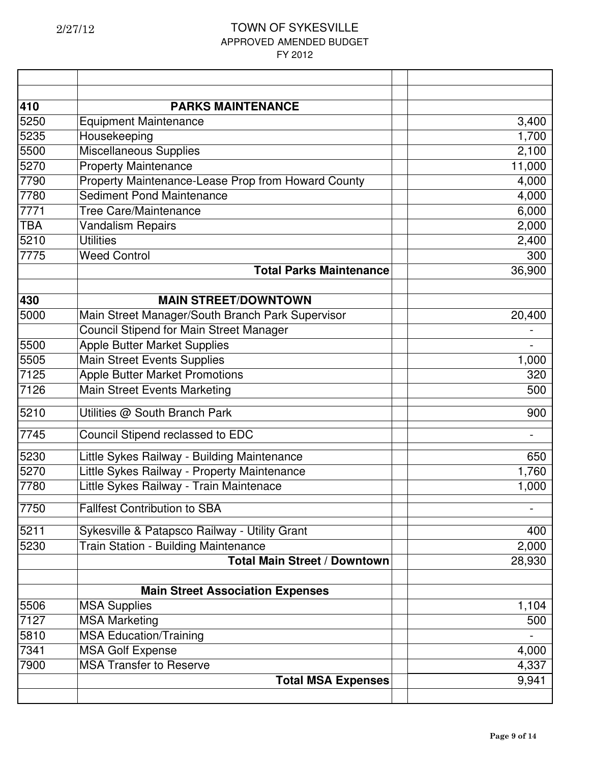TOWN OF SYKESVILLE
APPROVED AMENDED BUDGET
FY 2012

| | | | |
|---|---|---|---|
| | | | |
| **410** | **PARKS MAINTENANCE** | | |
| 5250 | Equipment Maintenance | | 3,400 |
| 5235 | Housekeeping | | 1,700 |
| 5500 | Miscellaneous Supplies | | 2,100 |
| 5270 | Property Maintenance | | 11,000 |
| 7790 | Property Maintenance-Lease Prop from Howard County | | 4,000 |
| 7780 | Sediment Pond Maintenance | | 4,000 |
| 7771 | Tree Care/Maintenance | | 6,000 |
| TBA | Vandalism Repairs | | 2,000 |
| 5210 | Utilities | | 2,400 |
| 7775 | Weed Control | | 300 |
| | **Total Parks Maintenance** | | 36,900 |
| | | | |
| **430** | **MAIN STREET/DOWNTOWN** | | |
| 5000 | Main Street Manager/South Branch Park Supervisor | | 20,400 |
| | Council Stipend for Main Street Manager | | - |
| 5500 | Apple Butter Market Supplies | | - |
| 5505 | Main Street Events Supplies | | 1,000 |
| 7125 | Apple Butter Market Promotions | | 320 |
| 7126 | Main Street Events Marketing | | 500 |
| 5210 | Utilities @ South Branch Park | | 900 |
| 7745 | Council Stipend reclassed to EDC | | - |
| 5230 | Little Sykes Railway - Building Maintenance | | 650 |
| 5270 | Little Sykes Railway - Property Maintenance | | 1,760 |
| 7780 | Little Sykes Railway - Train Maintenace | | 1,000 |
| 7750 | Fallfest Contribution to SBA | | - |
| 5211 | Sykesville & Patapsco Railway - Utility Grant | | 400 |
| 5230 | Train Station - Building Maintenance | | 2,000 |
| | **Total Main Street / Downtown** | | 28,930 |
| | | | |
| | **Main Street Association Expenses** | | |
| 5506 | MSA Supplies | | 1,104 |
| 7127 | MSA Marketing | | 500 |
| 5810 | MSA Education/Training | | - |
| 7341 | MSA Golf Expense | | 4,000 |
| 7900 | MSA Transfer to Reserve | | 4,337 |
| | **Total MSA Expenses** | | 9,941 |
| | | | |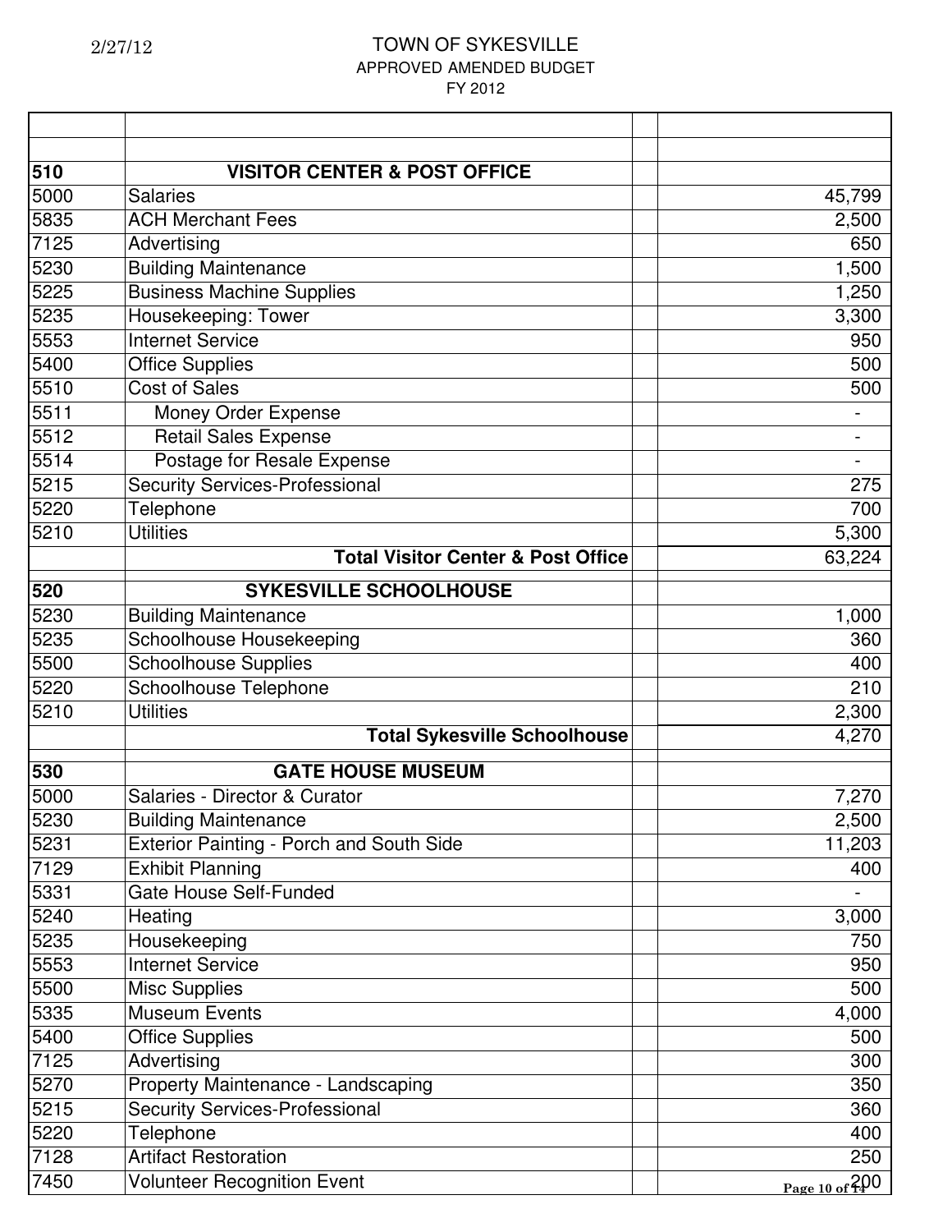TOWN OF SYKESVILLE
APPROVED AMENDED BUDGET
FY 2012

| | | | |
|---|---|---|---|
| | | | |
| **510** | **VISITOR CENTER & POST OFFICE** | | |
| 5000 | Salaries | | 45,799 |
| 5835 | ACH Merchant Fees | | 2,500 |
| 7125 | Advertising | | 650 |
| 5230 | Building Maintenance | | 1,500 |
| 5225 | Business Machine Supplies | | 1,250 |
| 5235 | Housekeeping: Tower | | 3,300 |
| 5553 | Internet Service | | 950 |
| 5400 | Office Supplies | | 500 |
| 5510 | Cost of Sales | | 500 |
| 5511 | Money Order Expense | | - |
| 5512 | Retail Sales Expense | | - |
| 5514 | Postage for Resale Expense | | - |
| 5215 | Security Services-Professional | | 275 |
| 5220 | Telephone | | 700 |
| 5210 | Utilities | | 5,300 |
| | **Total Visitor Center & Post Office** | | 63,224 |
| **520** | **SYKESVILLE SCHOOLHOUSE** | | |
| 5230 | Building Maintenance | | 1,000 |
| 5235 | Schoolhouse Housekeeping | | 360 |
| 5500 | Schoolhouse Supplies | | 400 |
| 5220 | Schoolhouse Telephone | | 210 |
| 5210 | Utilities | | 2,300 |
| | **Total Sykesville Schoolhouse** | | 4,270 |
| **530** | **GATE HOUSE MUSEUM** | | |
| 5000 | Salaries - Director & Curator | | 7,270 |
| 5230 | Building Maintenance | | 2,500 |
| 5231 | Exterior Painting - Porch and South Side | | 11,203 |
| 7129 | Exhibit Planning | | 400 |
| 5331 | Gate House Self-Funded | | - |
| 5240 | Heating | | 3,000 |
| 5235 | Housekeeping | | 750 |
| 5553 | Internet Service | | 950 |
| 5500 | Misc Supplies | | 500 |
| 5335 | Museum Events | | 4,000 |
| 5400 | Office Supplies | | 500 |
| 7125 | Advertising | | 300 |
| 5270 | Property Maintenance - Landscaping | | 350 |
| 5215 | Security Services-Professional | | 360 |
| 5220 | Telephone | | 400 |
| 7128 | Artifact Restoration | | 250 |
| 7450 | Volunteer Recognition Event | | 200 |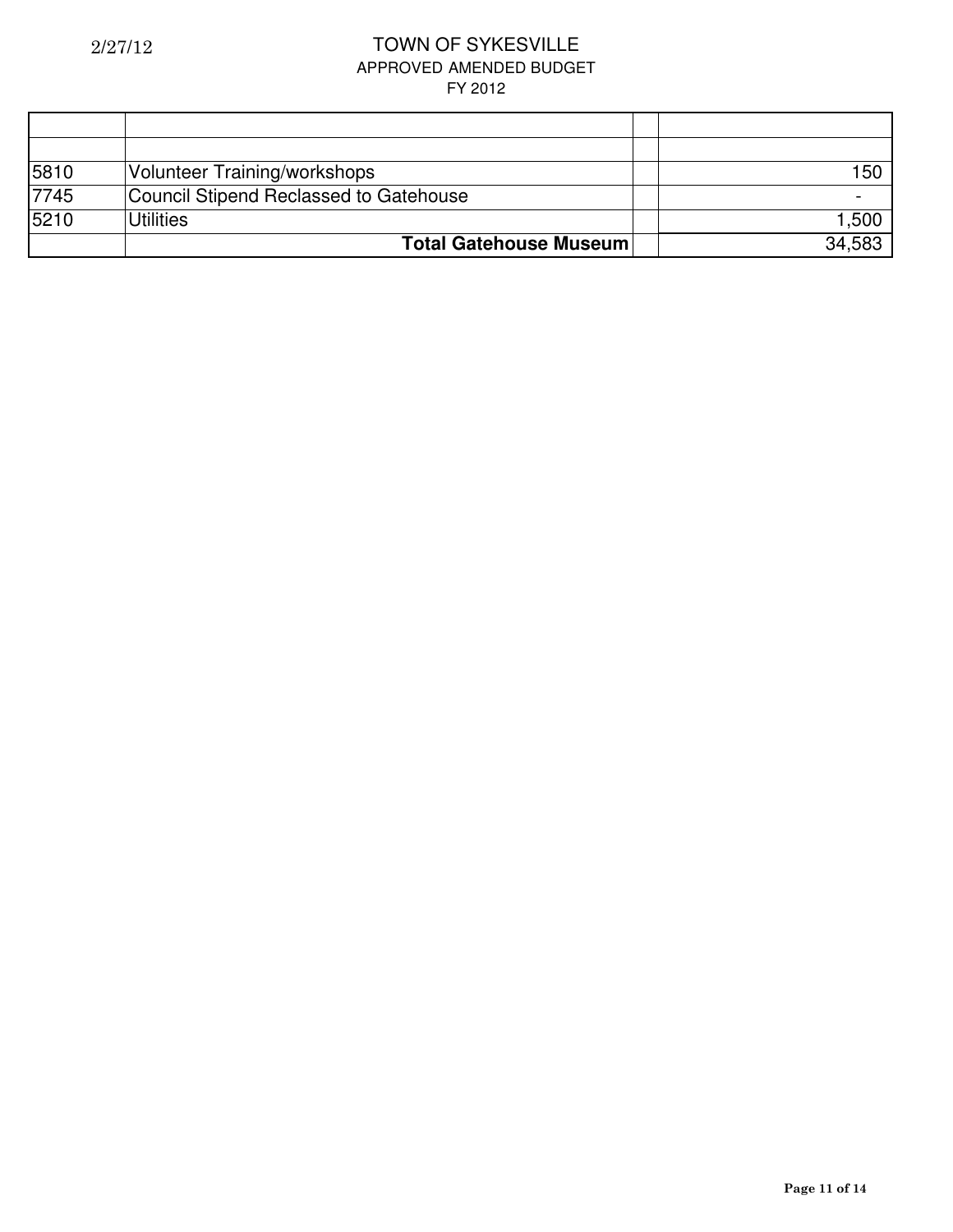2/27/12

# TOWN OF SYKESVILLE

## APPROVED AMENDED BUDGET

### FY 2012

| | | | |
|---|---|---|---|
| | | | |
| 5810 | Volunteer Training/workshops | | 150 |
| 7745 | Council Stipend Reclassed to Gatehouse | | - |
| 5210 | Utilities | | 1,500 |
| | **Total Gatehouse Museum** | | 34,583 |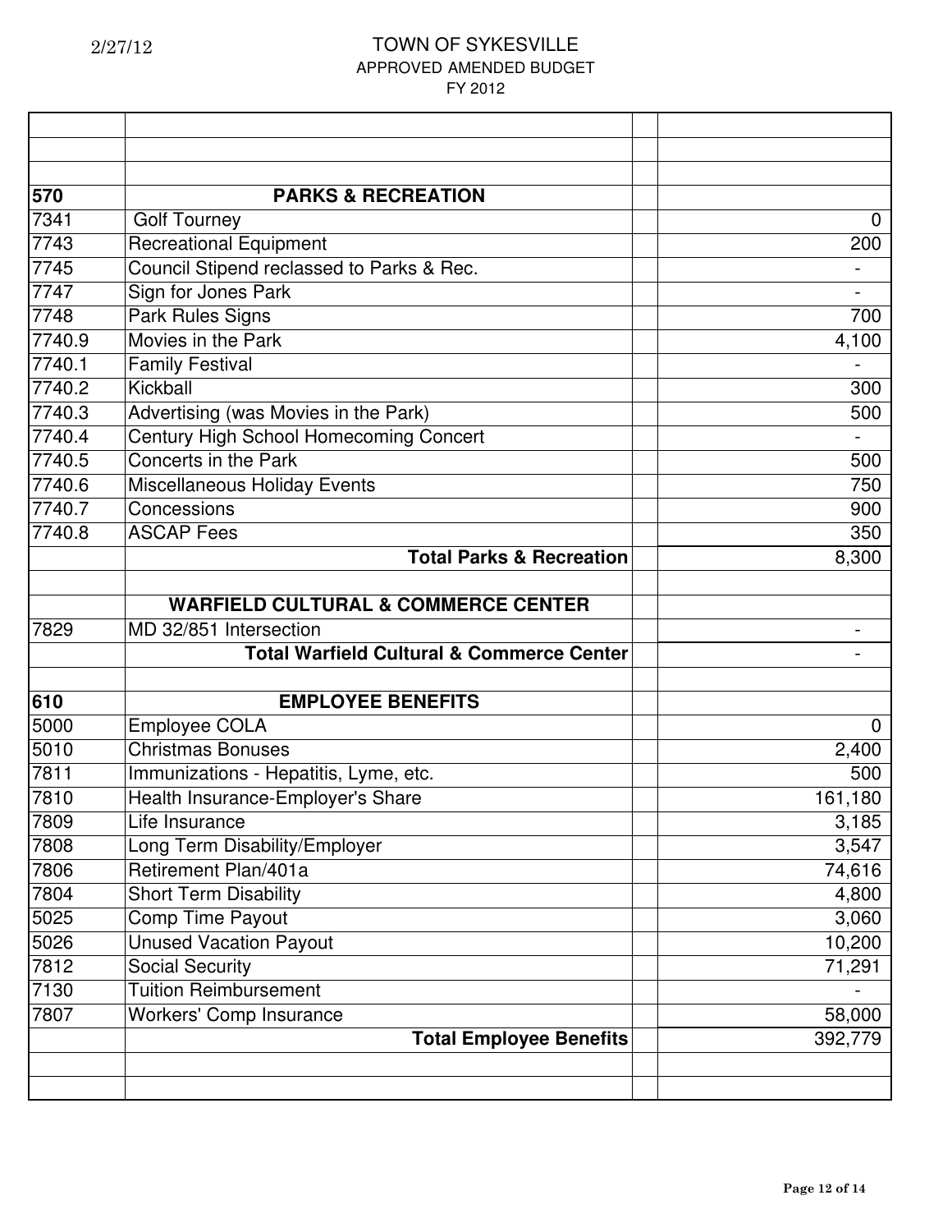# TOWN OF SYKESVILLE

## APPROVED AMENDED BUDGET

### FY 2012

2/27/12

| | | | |
|---|---|---|---|
| | | | |
| | | | |
| | | | |
| **570** | **PARKS & RECREATION** | | |
| 7341 | Golf Tourney | | 0 |
| 7743 | Recreational Equipment | | 200 |
| 7745 | Council Stipend reclassed to Parks & Rec. | | - |
| 7747 | Sign for Jones Park | | - |
| 7748 | Park Rules Signs | | 700 |
| 7740.9 | Movies in the Park | | 4,100 |
| 7740.1 | Family Festival | | - |
| 7740.2 | Kickball | | 300 |
| 7740.3 | Advertising (was Movies in the Park) | | 500 |
| 7740.4 | Century High School Homecoming Concert | | - |
| 7740.5 | Concerts in the Park | | 500 |
| 7740.6 | Miscellaneous Holiday Events | | 750 |
| 7740.7 | Concessions | | 900 |
| 7740.8 | ASCAP Fees | | 350 |
| | **Total Parks & Recreation** | | 8,300 |
| | | | |
| | **WARFIELD CULTURAL & COMMERCE CENTER** | | |
| 7829 | MD 32/851 Intersection | | - |
| | **Total Warfield Cultural & Commerce Center** | | - |
| | | | |
| **610** | **EMPLOYEE BENEFITS** | | |
| 5000 | Employee COLA | | 0 |
| 5010 | Christmas Bonuses | | 2,400 |
| 7811 | Immunizations - Hepatitis, Lyme, etc. | | 500 |
| 7810 | Health Insurance-Employer's Share | | 161,180 |
| 7809 | Life Insurance | | 3,185 |
| 7808 | Long Term Disability/Employer | | 3,547 |
| 7806 | Retirement Plan/401a | | 74,616 |
| 7804 | Short Term Disability | | 4,800 |
| 5025 | Comp Time Payout | | 3,060 |
| 5026 | Unused Vacation Payout | | 10,200 |
| 7812 | Social Security | | 71,291 |
| 7130 | Tuition Reimbursement | | - |
| 7807 | Workers' Comp Insurance | | 58,000 |
| | **Total Employee Benefits** | | 392,779 |
| | | | |
| | | | |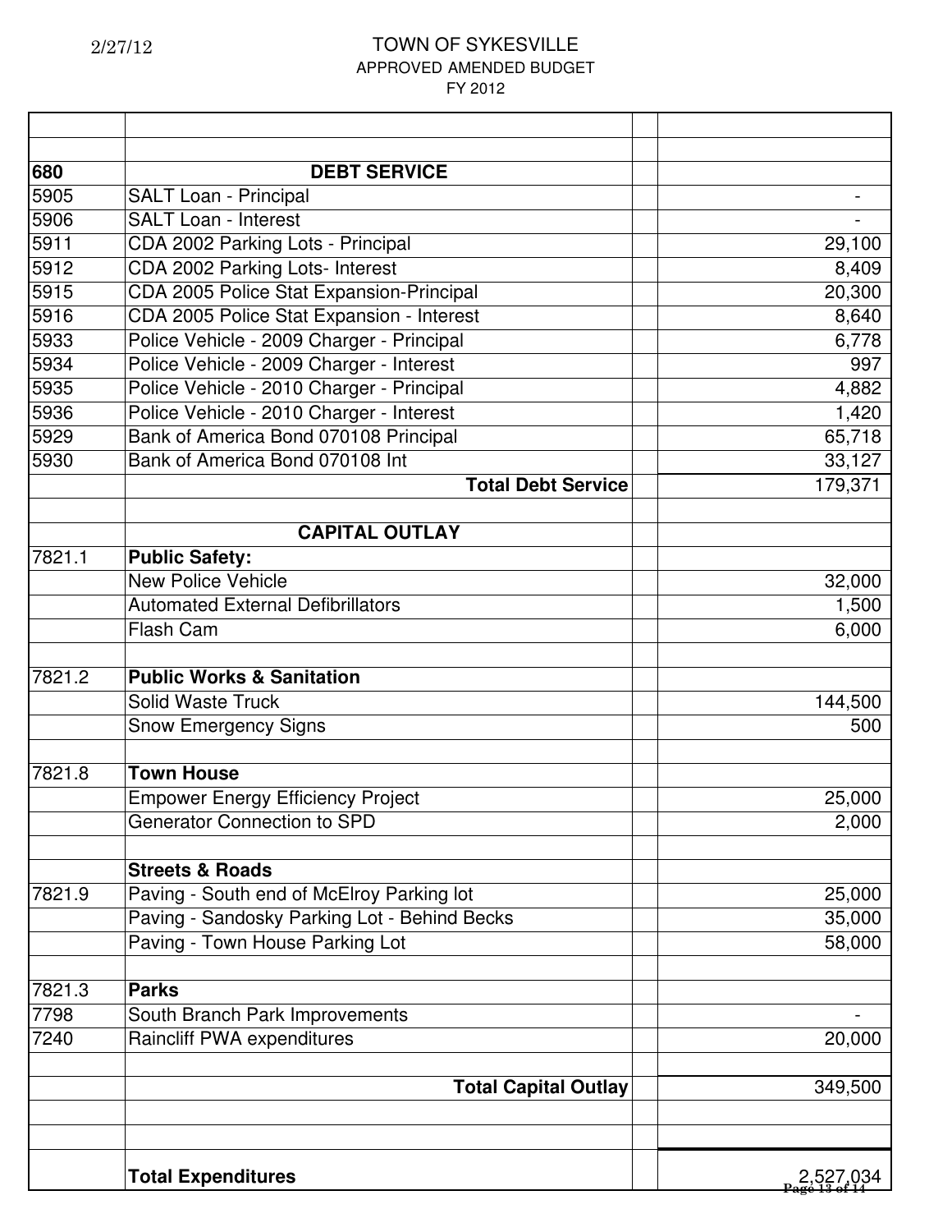TOWN OF SYKESVILLE
APPROVED AMENDED BUDGET
FY 2012

2/27/12

| | | | |
|---|---|---|---|
| | | | |
| **680** | **DEBT SERVICE** | | |
| 5905 | SALT Loan - Principal | | - |
| 5906 | SALT Loan - Interest | | - |
| 5911 | CDA 2002 Parking Lots - Principal | | 29,100 |
| 5912 | CDA 2002 Parking Lots- Interest | | 8,409 |
| 5915 | CDA 2005 Police Stat Expansion-Principal | | 20,300 |
| 5916 | CDA 2005 Police Stat Expansion - Interest | | 8,640 |
| 5933 | Police Vehicle - 2009 Charger - Principal | | 6,778 |
| 5934 | Police Vehicle - 2009 Charger - Interest | | 997 |
| 5935 | Police Vehicle - 2010 Charger - Principal | | 4,882 |
| 5936 | Police Vehicle - 2010 Charger - Interest | | 1,420 |
| 5929 | Bank of America Bond 070108 Principal | | 65,718 |
| 5930 | Bank of America Bond 070108 Int | | 33,127 |
| | **Total Debt Service** | | 179,371 |
| | | | |
| | **CAPITAL OUTLAY** | | |
| 7821.1 | **Public Safety:** | | |
| | New Police Vehicle | | 32,000 |
| | Automated External Defibrillators | | 1,500 |
| | Flash Cam | | 6,000 |
| | | | |
| 7821.2 | **Public Works & Sanitation** | | |
| | Solid Waste Truck | | 144,500 |
| | Snow Emergency Signs | | 500 |
| | | | |
| 7821.8 | **Town House** | | |
| | Empower Energy Efficiency Project | | 25,000 |
| | Generator Connection to SPD | | 2,000 |
| | | | |
| | **Streets & Roads** | | |
| 7821.9 | Paving - South end of McElroy Parking lot | | 25,000 |
| | Paving - Sandosky Parking Lot - Behind Becks | | 35,000 |
| | Paving - Town House Parking Lot | | 58,000 |
| | | | |
| 7821.3 | **Parks** | | |
| 7798 | South Branch Park Improvements | | - |
| 7240 | Raincliff PWA expenditures | | 20,000 |
| | | | |
| | **Total Capital Outlay** | | 349,500 |
| | | | |
| | | | |
| | **Total Expenditures** | | 2,527,034 |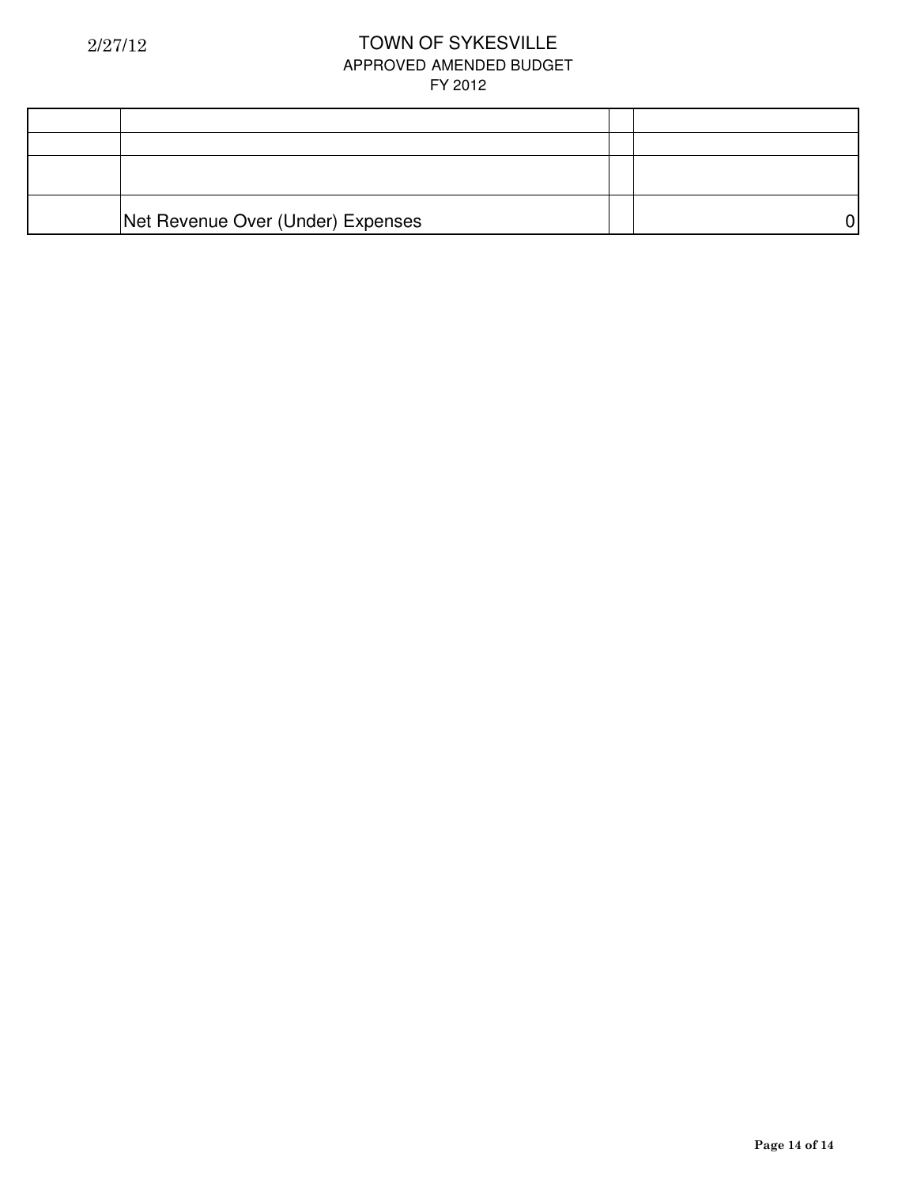TOWN OF SYKESVILLE
APPROVED AMENDED BUDGET
FY 2012

| | | | |
|---|---|---|---|
| | | | |
| | | | |
| | | | |
| | Net Revenue Over (Under) Expenses | | 0 |